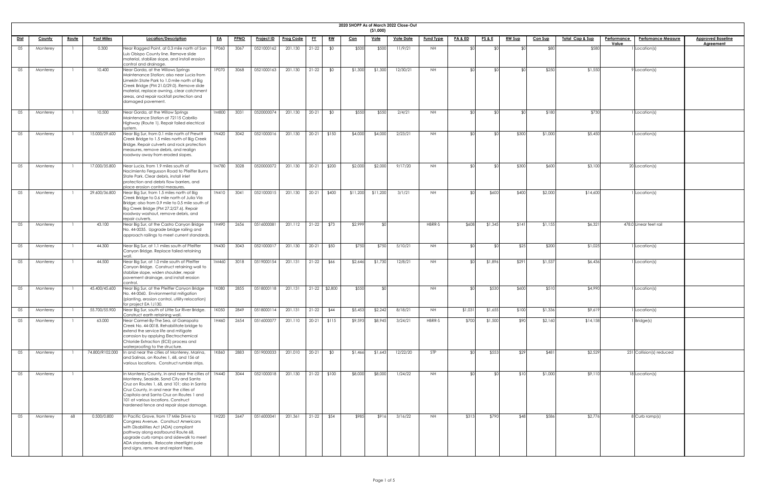# 2020 SHOPP As of March 2022 Close-Out

($1,000)

| Dist | County | Route | Post Miles | Location/Description | EA | PPNO | Project ID | Prog Code | FY | RW | Con | Vote | Vote Date | Fund Type | PA & ED | PS & E | RW Sup | Con Sup | Total Cap & Sup | Performance Value | Perfomance Measure | Approved Baseline Agreement |
|---|---|---|---|---|---|---|---|---|---|---|---|---|---|---|---|---|---|---|---|---|---|---|
| 05 | Monterey | 1 | 0.300 | Near Ragged Point, at 0.3 mile north of San Luis Obispo County line. Remove slide material, stabilize slope, and install erosion control and drainage. | 1P060 | 3067 | 0521000162 | 201.130 | 21-22 | $0 | $500 | $500 | 11/9/21 | NH | $0 | $0 | $0 | $80 | $580 | 1 | Location(s) | |
| 05 | Monterey | 1 | 10.400 | Near Gorda, at the Willows Springs Maintenance Station; also near Lucia from Limekiln State Park to 1.0 mile north of Big Creek Bridge (PM 21.0/29.0). Remove slide material, replace awning, clear catchment areas, and repair rockfall protection and damaged pavement. | 1P070 | 3068 | 0521000163 | 201.130 | 21-22 | $0 | $1,300 | $1,300 | 12/30/21 | NH | $0 | $0 | $0 | $250 | $1,550 | 9 | Location(s) | |
| 05 | Monterey | 1 | 10.500 | Near Gorda, at the Willow Springs Maintenance Station at 72115 Cabrillo Highway (Route 1). Repair failed electrical system. | 1M800 | 3031 | 0520000074 | 201.130 | 20-21 | $0 | $550 | $550 | 2/4/21 | NH | $0 | $0 | $0 | $180 | $730 | 1 | Location(s) | |
| 05 | Monterey | 1 | 15.000/29.600 | Near Big Sur, from 0.1 mile north of Prewitt Creek Bridge to 1.5 miles north of Big Creek Bridge. Repair culverts and rock protection measures, remove debris, and realign roadway away from eroded slopes. | 1N420 | 3042 | 0521000016 | 201.130 | 20-21 | $150 | $4,000 | $4,000 | 2/23/21 | NH | $0 | $0 | $300 | $1,000 | $5,450 | 1 | Location(s) | |
| 05 | Monterey | 1 | 17.000/35.800 | Near Lucia, from 1.9 miles south of Nacimiento Fergusson Road to Pfeiffer Burns State Park. Clear debris, install inlet protection and debris flow barriers, and place erosion control measures. | 1M780 | 3028 | 0520000072 | 201.130 | 20-21 | $200 | $2,000 | $2,000 | 9/17/20 | NH | $0 | $0 | $300 | $600 | $3,100 | 20 | Location(s) | |
| 05 | Monterey | 1 | 29.600/36.800 | Near Big Sur, from 1.5 miles north of Big Creek Bridge to 0.6 mile north of Julia Via Bridge; also from 0.9 mile to 0.5 mile south of Big Creek Bridge (PM 27.2/27.6). Repair roadway washout, remove debris, and repair culverts. | 1N410 | 3041 | 0521000015 | 201.130 | 20-21 | $400 | $11,200 | $11,200 | 3/1/21 | NH | $0 | $600 | $400 | $2,000 | $14,600 | 1 | Location(s) | |
| 05 | Monterey | 1 | 43.100 | Near Big Sur, at the Castro Canyon Bridge No. 44-0035. Upgrade bridge railing and approach railings to meet current standards. | 1H490 | 2656 | 0516000081 | 201.112 | 21-22 | $73 | $2,999 | $0 | | HBRR-S | $608 | $1,345 | $141 | $1,155 | $6,321 | 478.0 | Linear feet rail | |
| 05 | Monterey | 1 | 44.300 | Near Big Sur, at 1.1 miles south of Pfeiffer Canyon Bridge. Replace failed retaining wall. | 1N430 | 3043 | 0521000017 | 201.130 | 20-21 | $50 | $750 | $750 | 5/10/21 | NH | $0 | $0 | $25 | $200 | $1,025 | 1 | Location(s) | |
| 05 | Monterey | 1 | 44.500 | Near Big Sur, at 1.0 mile south of Pfeiffer Canyon Bridge. Construct retaining wall to stabilize slope, widen shoulder, repair pavement drainage, and install erosion control. | 1M460 | 3018 | 0519000154 | 201.131 | 21-22 | $66 | $2,646 | $1,730 | 12/8/21 | NH | $0 | $1,896 | $291 | $1,537 | $6,436 | 1 | Location(s) | |
| 05 | Monterey | 1 | 45.400/45.600 | Near Big Sur, at the Pfeiffer Canyon Bridge No. 44-0060. Environmental mitigation (planting, erosion control, utility relocation) for project EA 1J130. | 1K080 | 2855 | 0518000118 | 201.131 | 21-22 | $2,800 | $550 | $0 | | NH | $0 | $530 | $600 | $510 | $4,990 | 1 | Location(s) | |
| 05 | Monterey | 1 | 55.700/55.900 | Near Big Sur, south of Little Sur River Bridge. Construct earth retaining wall. | 1K050 | 2849 | 0518000114 | 201.131 | 21-22 | $44 | $5,453 | $2,242 | 8/18/21 | NH | $1,031 | $1,655 | $100 | $1,336 | $9,619 | 1 | Location(s) | |
| 05 | Monterey | 1 | 63.000 | Near Carmel-By-The Sea, at Garrapata Creek No. 44-0018. Rehabilitate bridge to extend the service life and mitigate corrosion by applying Electrochemical Chloride Extraction (ECE) process and waterproofing to the structure. | 1H460 | 2654 | 0516000077 | 201.110 | 20-21 | $115 | $9,593 | $8,945 | 3/24/21 | HBRR-S | $700 | $1,500 | $90 | $2,160 | $14,158 | 1 | Bridge(s) | |
| 05 | Monterey | 1 | 74.800/R102.000 | In and near the cities of Monterey, Marina, and Salinas, on Routes 1, 68, and 156 at various locations. Construct rumble strips. | 1K860 | 2883 | 0519000033 | 201.010 | 20-21 | $0 | $1,466 | $1,643 | 12/22/20 | STP | $0 | $553 | $29 | $481 | $2,529 | 231 | Collision(s) reduced | |
| 05 | Monterey | 1 | | In Monterey County, in and near the cities of Monterey, Seaside, Sand City and Santa Cruz on Routes 1, 68, and 101; also in Santa Cruz County, in and near the cities of Capitola and Santa Cruz on Routes 1 and 101 at various locations. Construct hardened fence and repair slope damage. | 1N440 | 3044 | 0521000018 | 201.130 | 21-22 | $100 | $8,000 | $8,000 | 1/24/22 | NH | $0 | $0 | $10 | $1,000 | $9,110 | 18 | Location(s) | |
| 05 | Monterey | 68 | 0.500/0.800 | In Pacific Grove, from 17 Mile Drive to Congress Avenue. Construct Americans with Disabilities Act (ADA) compliant pathway along eastbound Route 68, upgrade curb ramps and sidewalk to meet ADA standards. Relocate streetlight pole and signs, remove and replant trees. | 1H220 | 2647 | 0516000041 | 201.361 | 21-22 | $54 | $985 | $916 | 3/16/22 | NH | $313 | $790 | $48 | $586 | $2,776 | 8 | Curb ramp(s) | |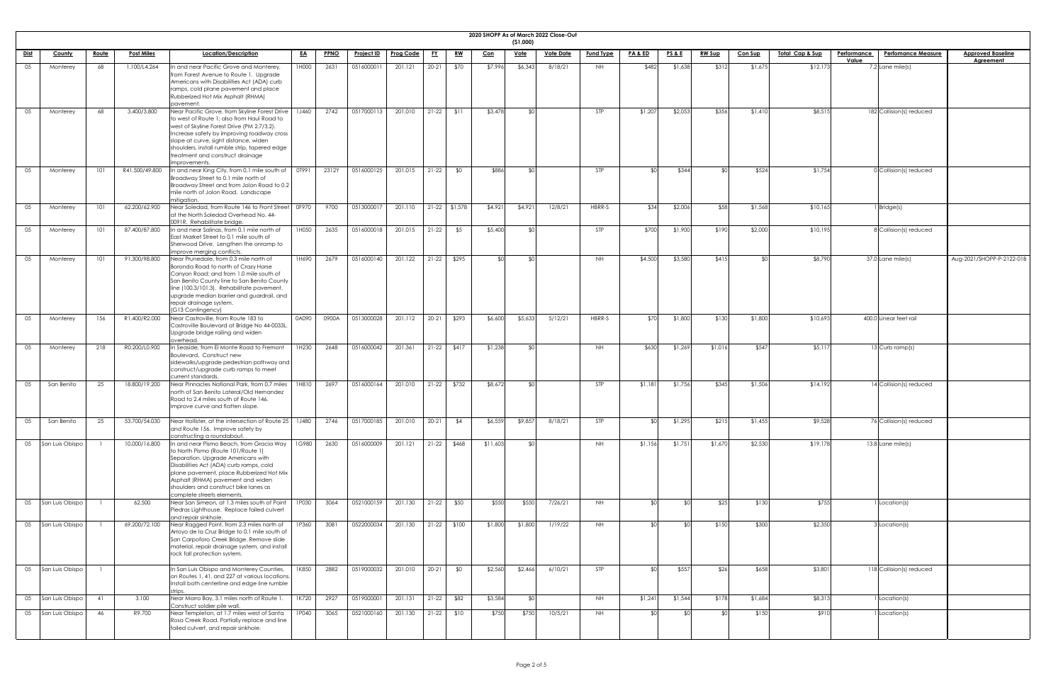# 2020 SHOPP As of March 2022 Close-Out

($1,000)

| Dist | County | Route | Post Miles | Location/Description | EA | PPNO | Project ID | Prog Code | FY | RW | Con | Vote | Vote Date | Fund Type | PA & ED | PS & E | RW Sup | Con Sup | Total Cap & Sup | Performance Value | Perfomance Measure | Approved Baseline Agreement |
|---|---|---|---|---|---|---|---|---|---|---|---|---|---|---|---|---|---|---|---|---|---|---|
| 05 | Monterey | 68 | 1.100/L4.264 | In and near Pacific Grove and Monterey, from Forest Avenue to Route 1. Upgrade Americans with Disabilities Act (ADA) curb ramps, cold plane pavement and place Rubberized Hot Mix Asphalt (RHMA) pavement. | 1H000 | 2631 | 0516000011 | 201.121 | 20-21 | $70 | $7,996 | $6,343 | 8/18/21 | NH | $482 | $1,638 | $312 | $1,675 | $12,173 | 7.2 | Lane mile(s) | |
| 05 | Monterey | 68 | 3.400/3.800 | Near Pacific Grove, from Skyline Forest Drive to west of Route 1; also from Holman Road to west of Skyline Forest Drive (PM 2.7/3.2). Increase safety by improving roadway cross slope at curve, sight distance, widen shoulders, install rumble strip, tapered edge treatment and construct drainage improvements. | 1J460 | 2742 | 0517000113 | 201.010 | 21-22 | $11 | $3,478 | $0 | | STP | $1,207 | $2,053 | $356 | $1,410 | $8,515 | 182 | Collision(s) reduced | |
| 05 | Monterey | 101 | R41.500/49.800 | In and near King City, from 0.1 mile south of Broadway Street to 0.1 mile north of Broadway Street and from Jolon Road to 0.2 mile north of Jolon Road. Landscape mitigation. | 0T991 | 2312Y | 0516000125 | 201.015 | 21-22 | $0 | $886 | $0 | | STP | $0 | $344 | $0 | $524 | $1,754 | 0 | Collision(s) reduced | |
| 05 | Monterey | 101 | 62.200/62.900 | Near Soledad, from Route 146 to Front Street at the North Soledad Overhead No. 44-0091R. Rehabilitate bridge. | 0F970 | 9700 | 0513000017 | 201.110 | 21-22 | $1,578 | $4,921 | $4,921 | 12/8/21 | HBRR-S | $34 | $2,006 | $58 | $1,568 | $10,165 | 1 | Bridge(s) | |
| 05 | Monterey | 101 | 87.400/87.800 | In and near Salinas, from 0.1 mile north of East Market Street to 0.1 mile south of Sherwood Drive. Lengthen the onramp to improve merging conflicts. | 1H050 | 2635 | 0516000018 | 201.015 | 21-22 | $5 | $5,400 | $0 | | STP | $700 | $1,900 | $190 | $2,000 | $10,195 | 8 | Collision(s) reduced | |
| 05 | Monterey | 101 | 91.300/98.800 | Near Prunedale, from 0.3 mile north of Boronda Road to north of Crazy Horse Canyon Road; and from 1.0 mile south of San Benito County line to San Benito County line (100.3/101.3). Rehabilitate pavement, upgrade median barrier and guardrail, and repair drainage system. (G13 Contingency) | 1H690 | 2679 | 0516000140 | 201.122 | 21-22 | $295 | $0 | $0 | | NH | $4,500 | $3,580 | $415 | $0 | $8,790 | 37.0 | Lane mile(s) | Aug-2021/SHOPP-P-2122-01B |
| 05 | Monterey | 156 | R1.400/R2.000 | Near Castroville, from Route 183 to Castroville Boulevard at Bridge No 44-0033L. Upgrade bridge railing and widen overhead. | 0A090 | 0900A | 0513000028 | 201.112 | 20-21 | $293 | $6,600 | $5,633 | 5/12/21 | HBRR-S | $70 | $1,800 | $130 | $1,800 | $10,693 | 400.0 | Linear feet rail | |
| 05 | Monterey | 218 | R0.200/L0.900 | In Seaside, from El Monte Road to Fremont Boulevard. Construct new sidewalks/upgrade pedestrian pathway and construct/upgrade curb ramps to meet current standards. | 1H230 | 2648 | 0516000042 | 201.361 | 21-22 | $417 | $1,238 | $0 | | NH | $630 | $1,269 | $1,016 | $547 | $5,117 | 13 | Curb ramp(s) | |
| 05 | San Benito | 25 | 18.800/19.200 | Near Pinnacles National Park, from 0.7 miles north of San Benito Lateral/Old Hernandez Road to 2.4 miles south of Route 146. Improve curve and flatten slope. | 1H810 | 2697 | 0516000164 | 201.010 | 21-22 | $732 | $8,672 | $0 | | STP | $1,181 | $1,756 | $345 | $1,506 | $14,192 | 14 | Collision(s) reduced | |
| 05 | San Benito | 25 | 53.700/54.030 | Near Hollister, at the intersection of Route 25 and Route 156. Improve safety by constructing a roundabout. | 1J480 | 2746 | 0517000185 | 201.010 | 20-21 | $4 | $6,559 | $9,857 | 8/18/21 | STP | $0 | $1,295 | $215 | $1,455 | $9,528 | 76 | Collision(s) reduced | |
| 05 | San Luis Obispo | 1 | 10.000/16.800 | In and near Pismo Beach, from Gracia Way to North Pismo (Route 101/Route 1) Separation. Upgrade Americans with Disabilities Act (ADA) curb ramps, cold plane pavement, place Rubberized Hot Mix Asphalt (RHMA) pavement and widen shoulders and construct bike lanes as complete streets elements. | 1G980 | 2630 | 0516000009 | 201.121 | 21-22 | $468 | $11,603 | $0 | | NH | $1,156 | $1,751 | $1,670 | $2,530 | $19,178 | 13.8 | Lane mile(s) | |
| 05 | San Luis Obispo | 1 | 62.500 | Near San Simeon, at 1.3 miles south of Point Piedras Lighthouse. Replace failed culvert and repair sinkhole. | 1P030 | 3064 | 0521000159 | 201.130 | 21-22 | $50 | $550 | $550 | 7/26/21 | NH | $0 | $0 | $25 | $130 | $755 | 1 | Location(s) | |
| 05 | San Luis Obispo | 1 | 69.200/72.100 | Near Ragged Point, from 2.3 miles north of Arroyo de la Cruz Bridge to 0.1 mile south of San Carpoforo Creek Bridge. Remove slide material, repair drainage system, and install rock fall protection system. | 1P360 | 3081 | 0522000034 | 201.130 | 21-22 | $100 | $1,800 | $1,800 | 1/19/22 | NH | $0 | $0 | $150 | $300 | $2,350 | 3 | Location(s) | |
| 05 | San Luis Obispo | 1 | | In San Luis Obispo and Monterey Counties, on Routes 1, 41, and 227 at various locations. Install both centerline and edge line rumble strips. | 1K850 | 2882 | 0519000032 | 201.010 | 20-21 | $0 | $2,560 | $2,466 | 6/10/21 | STP | $0 | $557 | $26 | $658 | $3,801 | 118 | Collision(s) reduced | |
| 05 | San Luis Obispo | 41 | 3.100 | Near Morro Bay, 3.1 miles north of Route 1. Construct soldier pile wall. | 1K720 | 2927 | 0519000001 | 201.131 | 21-22 | $82 | $3,584 | $0 | | NH | $1,241 | $1,544 | $178 | $1,684 | $8,313 | 1 | Location(s) | |
| 05 | San Luis Obispo | 46 | R9.700 | Near Templeton, at 1.7 miles west of Santa Rosa Creek Road. Partially replace and line failed culvert, and repair sinkhole. | 1P040 | 3065 | 0521000160 | 201.130 | 21-22 | $10 | $750 | $750 | 10/5/21 | NH | $0 | $0 | $0 | $150 | $910 | 1 | Location(s) | |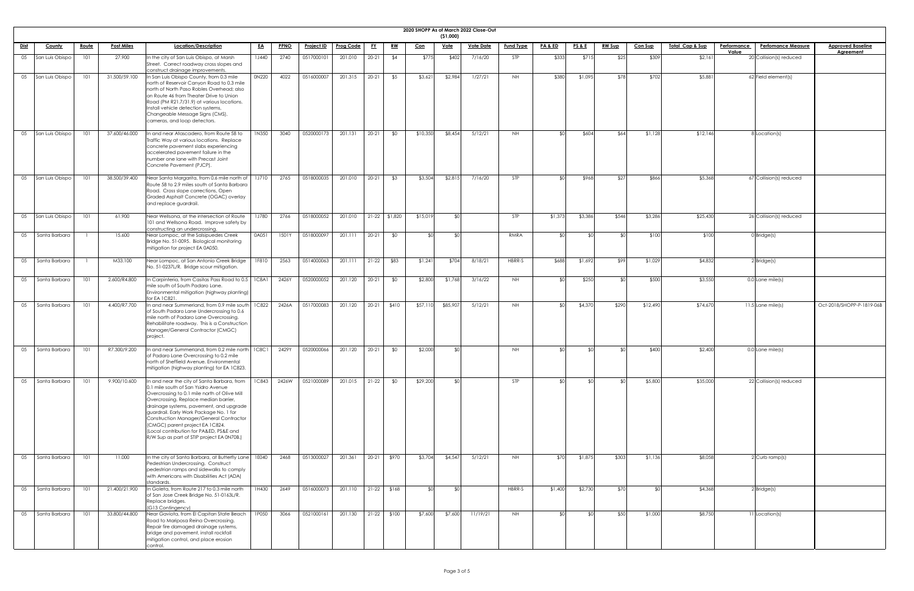# 2020 SHOPP As of March 2022 Close-Out
## ($1,000)

| Dist | County | Route | Post Miles | Location/Description | EA | PPNO | Project ID | Prog Code | FY | RW | Con | Vote | Vote Date | Fund Type | PA & ED | PS & E | RW Sup | Con Sup | Total Cap & Sup | Performance Value | Perfomance Measure | Approved Baseline Agreement |
|---|---|---|---|---|---|---|---|---|---|---|---|---|---|---|---|---|---|---|---|---|---|---|
| 05 | San Luis Obispo | 101 | 27.900 | In the city of San Luis Obispo, at Marsh Street. Correct roadway cross slopes and construct drainage improvements. | 1J440 | 2740 | 0517000101 | 201.010 | 20-21 | $4 | $775 | $402 | 7/16/20 | STP | $333 | $715 | $25 | $309 | $2,161 | 20 | Collision(s) reduced | |
| 05 | San Luis Obispo | 101 | 31.500/59.100 | In San Luis Obispo County, from 0.3 mile north of Reservoir Canyon Road to 0.3 mile north of North Paso Robles Overhead; also on Route 46 from Theater Drive to Union Road (PM R21.7/31.9) at various locations. Install vehicle detection systems, Changeable Message Signs (CMS), cameras, and loop detectors. | 0N220 | 4022 | 0516000007 | 201.315 | 20-21 | $5 | $3,621 | $2,984 | 1/27/21 | NH | $380 | $1,095 | $78 | $702 | $5,881 | 62 | Field element(s) | |
| 05 | San Luis Obispo | 101 | 37.600/46.000 | In and near Atascadero, from Route 58 to Traffic Way at various locations. Replace concrete pavement slabs experiencing accelerated pavement failure in the number one lane with Precast Joint Concrete Pavement (PJCP). | 1N350 | 3040 | 0520000173 | 201.131 | 20-21 | $0 | $10,350 | $8,454 | 5/12/21 | NH | $0 | $604 | $64 | $1,128 | $12,146 | 8 | Location(s) | |
| 05 | San Luis Obispo | 101 | 38.500/39.400 | Near Santa Margarita, from 0.6 mile north of Route 58 to 2.9 miles south of Santa Barbara Road. Cross slope corrections, Open Graded Asphalt Concrete (OGAC) overlay and replace guardrail. | 1J710 | 2765 | 0518000035 | 201.010 | 20-21 | $3 | $3,504 | $2,815 | 7/16/20 | STP | $0 | $968 | $27 | $866 | $5,368 | 67 | Collision(s) reduced | |
| 05 | San Luis Obispo | 101 | 61.900 | Near Wellsona, at the intersection of Route 101 and Wellsona Road. Improve safety by constructing an undercrossing. | 1J780 | 2766 | 0518000052 | 201.010 | 21-22 | $1,820 | $15,019 | $0 | | STP | $1,373 | $3,386 | $546 | $3,286 | $25,430 | 26 | Collision(s) reduced | |
| 05 | Santa Barbara | 1 | 15.600 | Near Lompoc, at the Salsipuedes Creek Bridge No. 51-0095. Biological monitoring mitigation for project EA 0A050. | 0A051 | 1501Y | 0518000097 | 201.111 | 20-21 | $0 | $0 | $0 | | RMRA | $0 | $0 | $0 | $100 | $100 | 0 | Bridge(s) | |
| 05 | Santa Barbara | 1 | M33.100 | Near Lompoc, at San Antonio Creek Bridge No. 51-0237L/R. Bridge scour mitigation. | 1F810 | 2563 | 0514000063 | 201.111 | 21-22 | $83 | $1,241 | $704 | 8/18/21 | HBRR-S | $688 | $1,692 | $99 | $1,029 | $4,832 | 2 | Bridge(s) | |
| 05 | Santa Barbara | 101 | 2.600/R4.800 | In Carpinteria, from Casitas Pass Road to 0.5 mile south of South Padaro Lane. Environmental mitigation (highway planting) for EA 1C821. | 1C8A1 | 2426Y | 0520000052 | 201.120 | 20-21 | $0 | $2,800 | $1,768 | 3/16/22 | NH | $0 | $250 | $0 | $500 | $3,550 | 0.0 | Lane mile(s) | |
| 05 | Santa Barbara | 101 | 4.400/R7.700 | In and near Summerland, from 0.9 mile south of South Padaro Lane Undercrossing to 0.6 mile north of Padaro Lane Overcrossing. Rehabilitate roadway. This is a Construction Manager/General Contractor (CMGC) project. | 1C822 | 2426A | 0517000083 | 201.120 | 20-21 | $410 | $57,110 | $85,907 | 5/12/21 | NH | $0 | $4,370 | $290 | $12,490 | $74,670 | 11.5 | Lane mile(s) | Oct-2018/SHOPP-P-1819-06B |
| 05 | Santa Barbara | 101 | R7.300/9.200 | In and near Summerland, from 0.2 mile north of Padaro Lane Overcrossing to 0.2 mile north of Sheffield Avenue. Environmental mitigation (highway planting) for EA 1C823. | 1C8C1 | 2429Y | 0520000066 | 201.120 | 20-21 | $0 | $2,000 | $0 | | NH | $0 | $0 | $0 | $400 | $2,400 | 0.0 | Lane mile(s) | |
| 05 | Santa Barbara | 101 | 9.900/10.600 | In and near the city of Santa Barbara, from 0.1 mile south of San Ysidro Avenue Overcrossing to 0.1 mile north of Olive Mill Overcrossing. Replace median barrier, drainage systems, pavement, and upgrade guardrail. Early Work Package No. 1 for Construction Manager/General Contractor (CMGC) parent project EA 1C824. (Local contribution for PA&ED, PS&E and R/W Sup as part of STIP project EA 0N708.) | 1C843 | 2426W | 0521000089 | 201.015 | 21-22 | $0 | $29,200 | $0 | | STP | $0 | $0 | $0 | $5,800 | $35,000 | 22 | Collision(s) reduced | |
| 05 | Santa Barbara | 101 | 11.000 | In the city of Santa Barbara, at Butterfly Lane Pedestrian Undercrossing. Construct pedestrian ramps and sidewalks to comply with Americans with Disabilities Act (ADA) standards. | 1E040 | 2468 | 0513000027 | 201.361 | 20-21 | $970 | $3,704 | $4,547 | 5/12/21 | NH | $70 | $1,875 | $303 | $1,136 | $8,058 | 2 | Curb ramp(s) | |
| 05 | Santa Barbara | 101 | 21.400/21.900 | In Goleta, from Route 217 to 0.3 mile north of San Jose Creek Bridge No. 51-0163L/R. Replace bridges. (G13 Contingency) | 1H430 | 2649 | 0516000073 | 201.110 | 21-22 | $168 | $0 | $0 | | HBRR-S | $1,400 | $2,730 | $70 | $0 | $4,368 | 2 | Bridge(s) | |
| 05 | Santa Barbara | 101 | 33.800/44.800 | Near Gaviota, from El Capitan State Beach Road to Mariposa Reina Overcrossing. Repair fire damaged drainage systems, bridge and pavement, install rockfall mitigation control, and place erosion control. | 1P050 | 3066 | 0521000161 | 201.130 | 21-22 | $100 | $7,600 | $7,600 | 11/19/21 | NH | $0 | $0 | $50 | $1,000 | $8,750 | 11 | Location(s) | |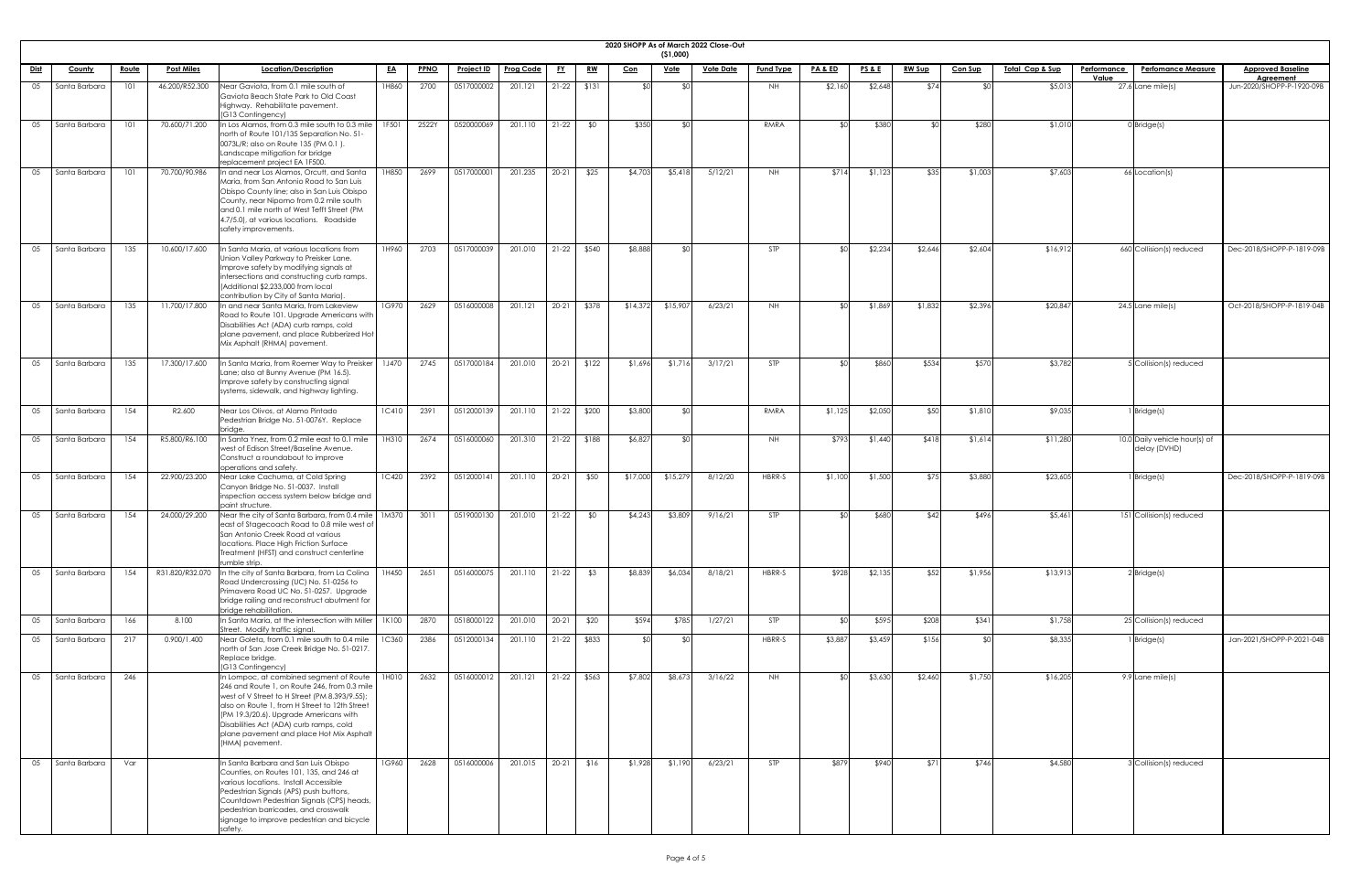**2020 SHOPP As of March 2022 Close-Out**
**($1,000)**

| Dist | County | Route | Post Miles | Location/Description | EA | PPNO | Project ID | Prog Code | FY | RW | Con | Vote | Vote Date | Fund Type | PA & ED | PS & E | RW Sup | Con Sup | Total Cap & Sup | Performance Value | Perfomance Measure | Approved Baseline Agreement |
|---|---|---|---|---|---|---|---|---|---|---|---|---|---|---|---|---|---|---|---|---|---|---|
| 05 | Santa Barbara | 101 | 46.200/R52.300 | Near Gaviota, from 0.1 mile south of Gaviota Beach State Park to Old Coast Highway. Rehabilitate pavement. (G13 Contingency) | 1H860 | 2700 | 0517000002 | 201.121 | 21-22 | $131 | $0 | $0 | | NH | $2,160 | $2,648 | $74 | $0 | $5,013 | 27.6 | Lane mile(s) | Jun-2020/SHOPP-P-1920-09B |
| 05 | Santa Barbara | 101 | 70.600/71.200 | In Los Alamos, from 0.3 mile south to 0.3 mile north of Route 101/135 Separation No. 51-0073L/R; also on Route 135 (PM 0.1 ). Landscape mitigation for bridge replacement project EA 1F500. | 1F501 | 2522Y | 0520000069 | 201.110 | 21-22 | $0 | $350 | $0 | | RMRA | $0 | $380 | $0 | $280 | $1,010 | 0 | Bridge(s) | |
| 05 | Santa Barbara | 101 | 70.700/90.986 | In and near Los Alamos, Orcutt, and Santa Maria, from San Antonio Road to San Luis Obispo County line; also in San Luis Obispo County, near Nipomo from 0.2 mile south and 0.1 mile north of West Tefft Street (PM 4.7/5.0), at various locations. Roadside safety improvements. | 1H850 | 2699 | 0517000001 | 201.235 | 20-21 | $25 | $4,703 | $5,418 | 5/12/21 | NH | $714 | $1,123 | $35 | $1,003 | $7,603 | 66 | Location(s) | |
| 05 | Santa Barbara | 135 | 10.600/17.600 | In Santa Maria, at various locations from Union Valley Parkway to Preisker Lane. Improve safety by modifying signals at intersections and constructing curb ramps. (Additional $2,233,000 from local contribution by City of Santa Maria). | 1H960 | 2703 | 0517000039 | 201.010 | 21-22 | $540 | $8,888 | $0 | | STP | $0 | $2,234 | $2,646 | $2,604 | $16,912 | 660 | Collision(s) reduced | Dec-2018/SHOPP-P-1819-09B |
| 05 | Santa Barbara | 135 | 11.700/17.800 | In and near Santa Maria, from Lakeview Road to Route 101. Upgrade Americans with Disabilities Act (ADA) curb ramps, cold plane pavement, and place Rubberized Hot Mix Asphalt (RHMA) pavement. | 1G970 | 2629 | 0516000008 | 201.121 | 20-21 | $378 | $14,372 | $15,907 | 6/23/21 | NH | $0 | $1,869 | $1,832 | $2,396 | $20,847 | 24.5 | Lane mile(s) | Oct-2018/SHOPP-P-1819-04B |
| 05 | Santa Barbara | 135 | 17.300/17.600 | In Santa Maria, from Roemer Way to Preisker Lane; also at Bunny Avenue (PM 16.5). Improve safety by constructing signal systems, sidewalk, and highway lighting. | 1J470 | 2745 | 0517000184 | 201.010 | 20-21 | $122 | $1,696 | $1,716 | 3/17/21 | STP | $0 | $860 | $534 | $570 | $3,782 | 5 | Collision(s) reduced | |
| 05 | Santa Barbara | 154 | R2.600 | Near Los Olivos, at Alamo Pintado Pedestrian Bridge No. 51-0076Y. Replace bridge. | 1C410 | 2391 | 0512000139 | 201.110 | 21-22 | $200 | $3,800 | $0 | | RMRA | $1,125 | $2,050 | $50 | $1,810 | $9,035 | 1 | Bridge(s) | |
| 05 | Santa Barbara | 154 | R5.800/R6.100 | In Santa Ynez, from 0.2 mile east to 0.1 mile west of Edison Street/Baseline Avenue. Construct a roundabout to improve operations and safety. | 1H310 | 2674 | 0516000060 | 201.310 | 21-22 | $188 | $6,827 | $0 | | NH | $793 | $1,440 | $418 | $1,614 | $11,280 | 10.0 | Daily vehicle hour(s) of delay (DVHD) | |
| 05 | Santa Barbara | 154 | 22.900/23.200 | Near Lake Cachuma, at Cold Spring Canyon Bridge No. 51-0037. Install inspection access system below bridge and paint structure. | 1C420 | 2392 | 0512000141 | 201.110 | 20-21 | $50 | $17,000 | $15,279 | 8/12/20 | HBRR-S | $1,100 | $1,500 | $75 | $3,880 | $23,605 | 1 | Bridge(s) | Dec-2018/SHOPP-P-1819-09B |
| 05 | Santa Barbara | 154 | 24.000/29.200 | Near the city of Santa Barbara, from 0.4 mile east of Stagecoach Road to 0.8 mile west of San Antonio Creek Road at various locations. Place High Friction Surface Treatment (HFST) and construct centerline rumble strip. | 1M370 | 3011 | 0519000130 | 201.010 | 21-22 | $0 | $4,243 | $3,809 | 9/16/21 | STP | $0 | $680 | $42 | $496 | $5,461 | 151 | Collision(s) reduced | |
| 05 | Santa Barbara | 154 | R31.820/R32.070 | In the city of Santa Barbara, from La Colina Road Undercrossing (UC) No. 51-0256 to Primavera Road UC No. 51-0257. Upgrade bridge railing and reconstruct abutment for bridge rehabilitation. | 1H450 | 2651 | 0516000075 | 201.110 | 21-22 | $3 | $8,839 | $6,034 | 8/18/21 | HBRR-S | $928 | $2,135 | $52 | $1,956 | $13,913 | 2 | Bridge(s) | |
| 05 | Santa Barbara | 166 | 8.100 | In Santa Maria, at the intersection with Miller Street. Modify traffic signal. | 1K100 | 2870 | 0518000122 | 201.010 | 20-21 | $20 | $594 | $785 | 1/27/21 | STP | $0 | $595 | $208 | $341 | $1,758 | 25 | Collision(s) reduced | |
| 05 | Santa Barbara | 217 | 0.900/1.400 | Near Goleta, from 0.1 mile south to 0.4 mile north of San Jose Creek Bridge No. 51-0217. Replace bridge. (G13 Contingency) | 1C360 | 2386 | 0512000134 | 201.110 | 21-22 | $833 | $0 | $0 | | HBRR-S | $3,887 | $3,459 | $156 | $0 | $8,335 | 1 | Bridge(s) | Jan-2021/SHOPP-P-2021-04B |
| 05 | Santa Barbara | 246 | | In Lompoc, at combined segment of Route 246 and Route 1, on Route 246, from 0.3 mile west of V Street to H Street (PM 8.393/9.55); also on Route 1, from H Street to 12th Street (PM 19.3/20.6). Upgrade Americans with Disabilities Act (ADA) curb ramps, cold plane pavement and place Hot Mix Asphalt (HMA) pavement. | 1H010 | 2632 | 0516000012 | 201.121 | 21-22 | $563 | $7,802 | $8,673 | 3/16/22 | NH | $0 | $3,630 | $2,460 | $1,750 | $16,205 | 9.9 | Lane mile(s) | |
| 05 | Santa Barbara | Var | | In Santa Barbara and San Luis Obispo Counties, on Routes 101, 135, and 246 at various locations. Install Accessible Pedestrian Signals (APS) push buttons, Countdown Pedestrian Signals (CPS) heads, pedestrian barricades, and crosswalk signage to improve pedestrian and bicycle safety. | 1G960 | 2628 | 0516000006 | 201.015 | 20-21 | $16 | $1,928 | $1,190 | 6/23/21 | STP | $879 | $940 | $71 | $746 | $4,580 | 3 | Collision(s) reduced | |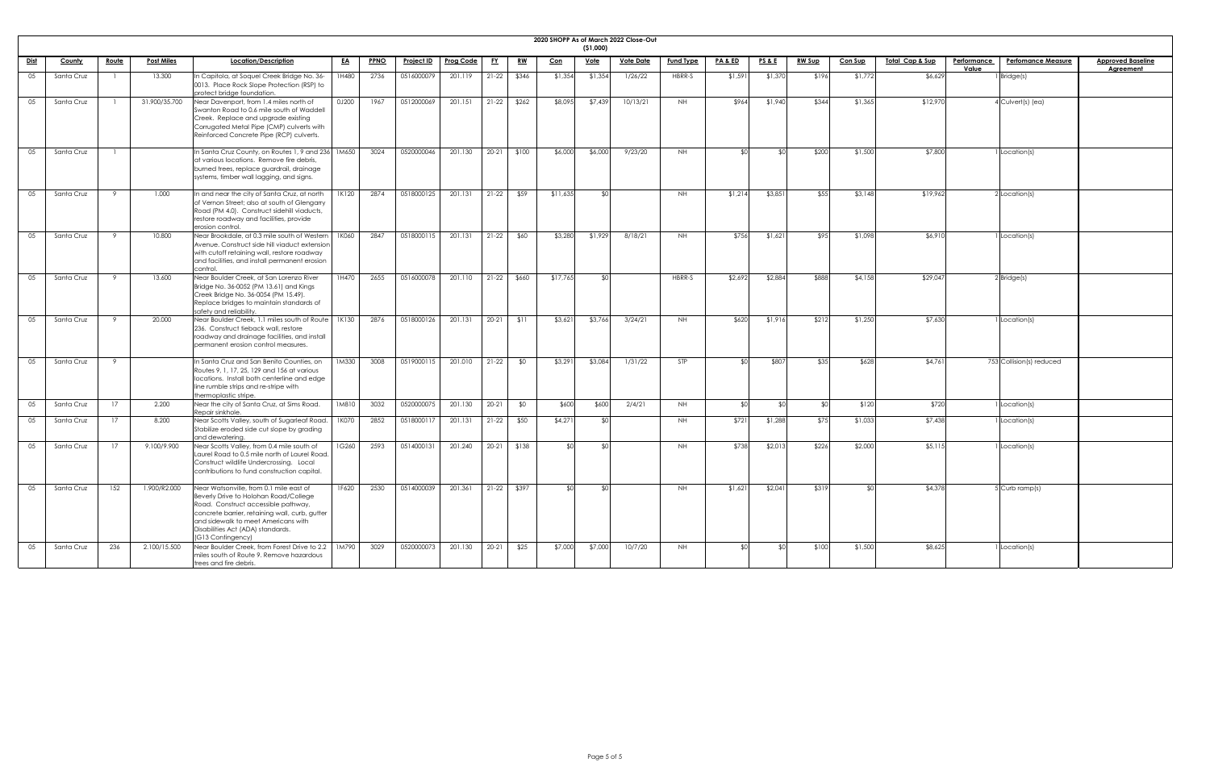# 2020 SHOPP As of March 2022 Close-Out

($1,000)

| Dist | County | Route | Post Miles | Location/Description | EA | PPNO | Project ID | Prog Code | FY | RW | Con | Vote | Vote Date | Fund Type | PA & ED | PS & E | RW Sup | Con Sup | Total Cap & Sup | Performance Value | Perfomance Measure | Approved Baseline Agreement |
|---|---|---|---|---|---|---|---|---|---|---|---|---|---|---|---|---|---|---|---|---|---|---|
| 05 | Santa Cruz | 1 | 13.300 | In Capitola, at Soquel Creek Bridge No. 36-0013. Place Rock Slope Protection (RSP) to protect bridge foundation. | 1H480 | 2736 | 0516000079 | 201.119 | 21-22 | $346 | $1,354 | $1,354 | 1/26/22 | HBRR-S | $1,591 | $1,370 | $196 | $1,772 | $6,629 | 1 | Bridge(s) | |
| 05 | Santa Cruz | 1 | 31.900/35.700 | Near Davenport, from 1.4 miles north of Swanton Road to 0.6 mile south of Waddell Creek. Replace and upgrade existing Corrugated Metal Pipe (CMP) culverts with Reinforced Concrete Pipe (RCP) culverts. | 0J200 | 1967 | 0512000069 | 201.151 | 21-22 | $262 | $8,095 | $7,439 | 10/13/21 | NH | $964 | $1,940 | $344 | $1,365 | $12,970 | 4 | Culvert(s) (ea) | |
| 05 | Santa Cruz | 1 | | In Santa Cruz County, on Routes 1, 9 and 236 at various locations. Remove fire debris, burned trees, replace guardrail, drainage systems, timber wall lagging, and signs. | 1M650 | 3024 | 0520000046 | 201.130 | 20-21 | $100 | $6,000 | $6,000 | 9/23/20 | NH | $0 | $0 | $200 | $1,500 | $7,800 | 1 | Location(s) | |
| 05 | Santa Cruz | 9 | 1.000 | In and near the city of Santa Cruz, at north of Vernon Street; also at south of Glengarry Road (PM 4.0). Construct sidehill viaducts, restore roadway and facilities, provide erosion control. | 1K120 | 2874 | 0518000125 | 201.131 | 21-22 | $59 | $11,635 | $0 | | NH | $1,214 | $3,851 | $55 | $3,148 | $19,962 | 2 | Location(s) | |
| 05 | Santa Cruz | 9 | 10.800 | Near Brookdale, at 0.3 mile south of Western Avenue. Construct side hill viaduct extension with cutoff retaining wall, restore roadway and facilities, and install permanent erosion control. | 1K060 | 2847 | 0518000115 | 201.131 | 21-22 | $60 | $3,280 | $1,929 | 8/18/21 | NH | $756 | $1,621 | $95 | $1,098 | $6,910 | 1 | Location(s) | |
| 05 | Santa Cruz | 9 | 13.600 | Near Boulder Creek, at San Lorenzo River Bridge No. 36-0052 (PM 13.61) and Kings Creek Bridge No. 36-0054 (PM 15.49). Replace bridges to maintain standards of safety and reliability. | 1H470 | 2655 | 0516000078 | 201.110 | 21-22 | $660 | $17,765 | $0 | | HBRR-S | $2,692 | $2,884 | $888 | $4,158 | $29,047 | 2 | Bridge(s) | |
| 05 | Santa Cruz | 9 | 20.000 | Near Boulder Creek, 1.1 miles south of Route 236. Construct tieback wall, restore roadway and drainage facilities, and install permanent erosion control measures. | 1K130 | 2876 | 0518000126 | 201.131 | 20-21 | $11 | $3,621 | $3,766 | 3/24/21 | NH | $620 | $1,916 | $212 | $1,250 | $7,630 | 1 | Location(s) | |
| 05 | Santa Cruz | 9 | | In Santa Cruz and San Benito Counties, on Routes 9, 1, 17, 25, 129 and 156 at various locations. Install both centerline and edge line rumble strips and re-stripe with thermoplastic stripe. | 1M330 | 3008 | 0519000115 | 201.010 | 21-22 | $0 | $3,291 | $3,084 | 1/31/22 | STP | $0 | $807 | $35 | $628 | $4,761 | 753 | Collision(s) reduced | |
| 05 | Santa Cruz | 17 | 2.200 | Near the city of Santa Cruz, at Sims Road. Repair sinkhole. | 1M810 | 3032 | 0520000075 | 201.130 | 20-21 | $0 | $600 | $600 | 2/4/21 | NH | $0 | $0 | $0 | $120 | $720 | 1 | Location(s) | |
| 05 | Santa Cruz | 17 | 8.200 | Near Scotts Valley, south of Sugarloaf Road. Stabilize eroded side cut slope by grading and dewatering. | 1K070 | 2852 | 0518000117 | 201.131 | 21-22 | $50 | $4,271 | $0 | | NH | $721 | $1,288 | $75 | $1,033 | $7,438 | 1 | Location(s) | |
| 05 | Santa Cruz | 17 | 9.100/9.900 | Near Scotts Valley, from 0.4 mile south of Laurel Road to 0.5 mile north of Laurel Road. Construct wildlife Undercrossing. Local contributions to fund construction capital. | 1G260 | 2593 | 0514000131 | 201.240 | 20-21 | $138 | $0 | $0 | | NH | $738 | $2,013 | $226 | $2,000 | $5,115 | 1 | Location(s) | |
| 05 | Santa Cruz | 152 | 1.900/R2.000 | Near Watsonville, from 0.1 mile east of Beverly Drive to Holohan Road/College Road. Construct accessible pathway, concrete barrier, retaining wall, curb, gutter and sidewalk to meet Americans with Disabilities Act (ADA) standards. (G13 Contingency) | 1F620 | 2530 | 0514000039 | 201.361 | 21-22 | $397 | $0 | $0 | | NH | $1,621 | $2,041 | $319 | $0 | $4,378 | 5 | Curb ramp(s) | |
| 05 | Santa Cruz | 236 | 2.100/15.500 | Near Boulder Creek, from Forest Drive to 2.2 miles south of Route 9. Remove hazardous trees and fire debris. | 1M790 | 3029 | 0520000073 | 201.130 | 20-21 | $25 | $7,000 | $7,000 | 10/7/20 | NH | $0 | $0 | $100 | $1,500 | $8,625 | 1 | Location(s) | |